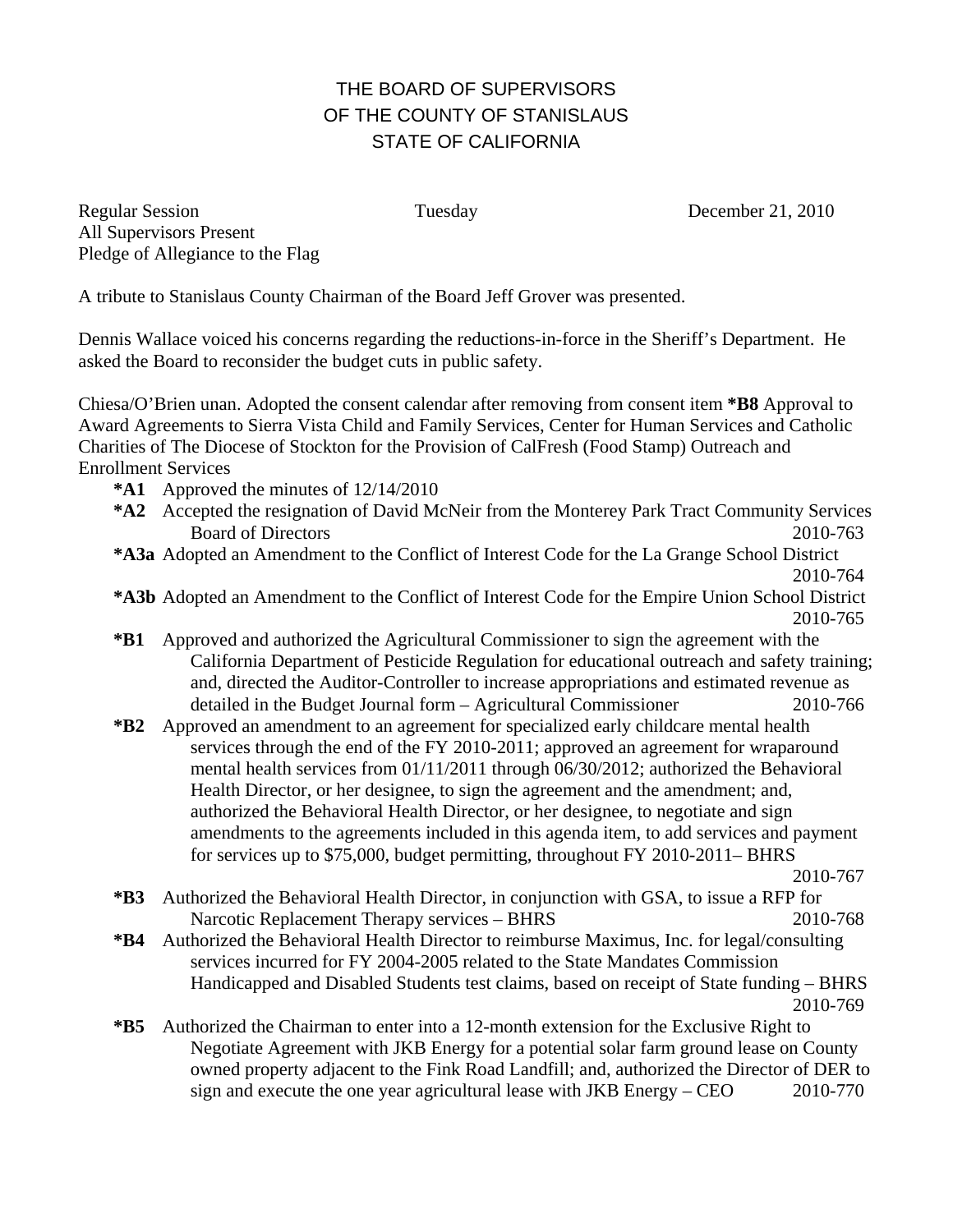# THE BOARD OF SUPERVISORS
# OF THE COUNTY OF STANISLAUS
# STATE OF CALIFORNIA

Regular Session Tuesday December 21, 2010
All Supervisors Present
Pledge of Allegiance to the Flag

A tribute to Stanislaus County Chairman of the Board Jeff Grover was presented.

Dennis Wallace voiced his concerns regarding the reductions-in-force in the Sheriff's Department. He asked the Board to reconsider the budget cuts in public safety.

Chiesa/O'Brien unan. Adopted the consent calendar after removing from consent item **\*B8** Approval to Award Agreements to Sierra Vista Child and Family Services, Center for Human Services and Catholic Charities of The Diocese of Stockton for the Provision of CalFresh (Food Stamp) Outreach and Enrollment Services

- **\*A1** Approved the minutes of 12/14/2010
- **\*A2** Accepted the resignation of David McNeir from the Monterey Park Tract Community Services Board of Directors 2010-763
- **\*A3a** Adopted an Amendment to the Conflict of Interest Code for the La Grange School District 2010-764
- **\*A3b** Adopted an Amendment to the Conflict of Interest Code for the Empire Union School District 2010-765
- **\*B1** Approved and authorized the Agricultural Commissioner to sign the agreement with the California Department of Pesticide Regulation for educational outreach and safety training; and, directed the Auditor-Controller to increase appropriations and estimated revenue as detailed in the Budget Journal form – Agricultural Commissioner 2010-766
- **\*B2** Approved an amendment to an agreement for specialized early childcare mental health services through the end of the FY 2010-2011; approved an agreement for wraparound mental health services from 01/11/2011 through 06/30/2012; authorized the Behavioral Health Director, or her designee, to sign the agreement and the amendment; and, authorized the Behavioral Health Director, or her designee, to negotiate and sign amendments to the agreements included in this agenda item, to add services and payment for services up to $75,000, budget permitting, throughout FY 2010-2011– BHRS 2010-767
- **\*B3** Authorized the Behavioral Health Director, in conjunction with GSA, to issue a RFP for Narcotic Replacement Therapy services – BHRS 2010-768
- **\*B4** Authorized the Behavioral Health Director to reimburse Maximus, Inc. for legal/consulting services incurred for FY 2004-2005 related to the State Mandates Commission Handicapped and Disabled Students test claims, based on receipt of State funding – BHRS 2010-769
- **\*B5** Authorized the Chairman to enter into a 12-month extension for the Exclusive Right to Negotiate Agreement with JKB Energy for a potential solar farm ground lease on County owned property adjacent to the Fink Road Landfill; and, authorized the Director of DER to sign and execute the one year agricultural lease with JKB Energy – CEO 2010-770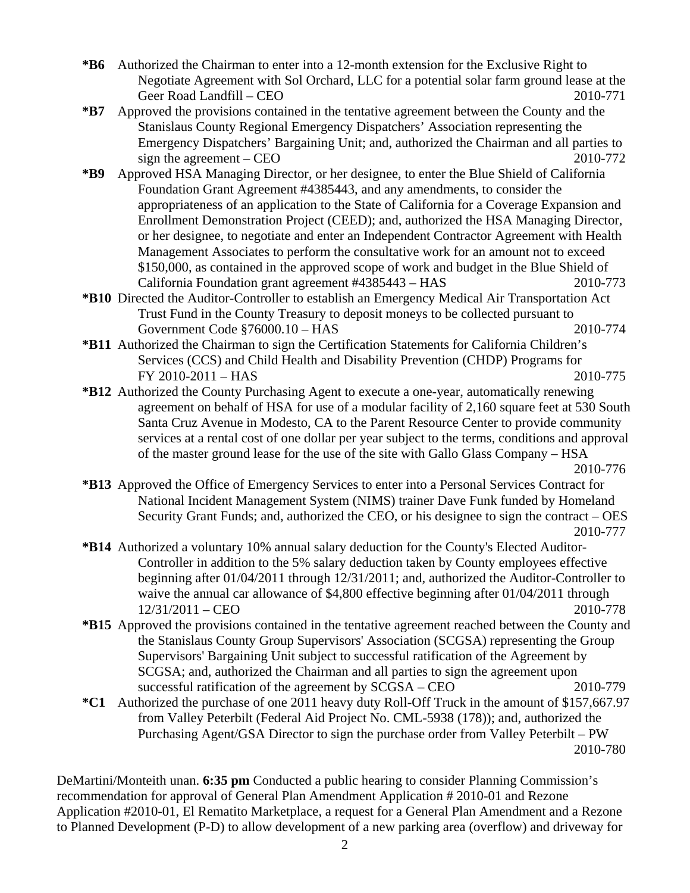**\*B6** Authorized the Chairman to enter into a 12-month extension for the Exclusive Right to Negotiate Agreement with Sol Orchard, LLC for a potential solar farm ground lease at the Geer Road Landfill – CEO 2010-771

**\*B7** Approved the provisions contained in the tentative agreement between the County and the Stanislaus County Regional Emergency Dispatchers' Association representing the Emergency Dispatchers' Bargaining Unit; and, authorized the Chairman and all parties to sign the agreement – CEO 2010-772

**\*B9** Approved HSA Managing Director, or her designee, to enter the Blue Shield of California Foundation Grant Agreement #4385443, and any amendments, to consider the appropriateness of an application to the State of California for a Coverage Expansion and Enrollment Demonstration Project (CEED); and, authorized the HSA Managing Director, or her designee, to negotiate and enter an Independent Contractor Agreement with Health Management Associates to perform the consultative work for an amount not to exceed $150,000, as contained in the approved scope of work and budget in the Blue Shield of California Foundation grant agreement #4385443 – HAS 2010-773

**\*B10** Directed the Auditor-Controller to establish an Emergency Medical Air Transportation Act Trust Fund in the County Treasury to deposit moneys to be collected pursuant to Government Code §76000.10 – HAS 2010-774

**\*B11** Authorized the Chairman to sign the Certification Statements for California Children's Services (CCS) and Child Health and Disability Prevention (CHDP) Programs for FY 2010-2011 – HAS 2010-775

**\*B12** Authorized the County Purchasing Agent to execute a one-year, automatically renewing agreement on behalf of HSA for use of a modular facility of 2,160 square feet at 530 South Santa Cruz Avenue in Modesto, CA to the Parent Resource Center to provide community services at a rental cost of one dollar per year subject to the terms, conditions and approval of the master ground lease for the use of the site with Gallo Glass Company – HSA 2010-776

**\*B13** Approved the Office of Emergency Services to enter into a Personal Services Contract for National Incident Management System (NIMS) trainer Dave Funk funded by Homeland Security Grant Funds; and, authorized the CEO, or his designee to sign the contract – OES 2010-777

**\*B14** Authorized a voluntary 10% annual salary deduction for the County's Elected Auditor-Controller in addition to the 5% salary deduction taken by County employees effective beginning after 01/04/2011 through 12/31/2011; and, authorized the Auditor-Controller to waive the annual car allowance of $4,800 effective beginning after 01/04/2011 through 12/31/2011 – CEO 2010-778

**\*B15** Approved the provisions contained in the tentative agreement reached between the County and the Stanislaus County Group Supervisors' Association (SCGSA) representing the Group Supervisors' Bargaining Unit subject to successful ratification of the Agreement by SCGSA; and, authorized the Chairman and all parties to sign the agreement upon successful ratification of the agreement by SCGSA – CEO 2010-779

**\*C1** Authorized the purchase of one 2011 heavy duty Roll-Off Truck in the amount of $157,667.97 from Valley Peterbilt (Federal Aid Project No. CML-5938 (178)); and, authorized the Purchasing Agent/GSA Director to sign the purchase order from Valley Peterbilt – PW 2010-780

DeMartini/Monteith unan. **6:35 pm** Conducted a public hearing to consider Planning Commission's recommendation for approval of General Plan Amendment Application # 2010-01 and Rezone Application #2010-01, El Rematito Marketplace, a request for a General Plan Amendment and a Rezone to Planned Development (P-D) to allow development of a new parking area (overflow) and driveway for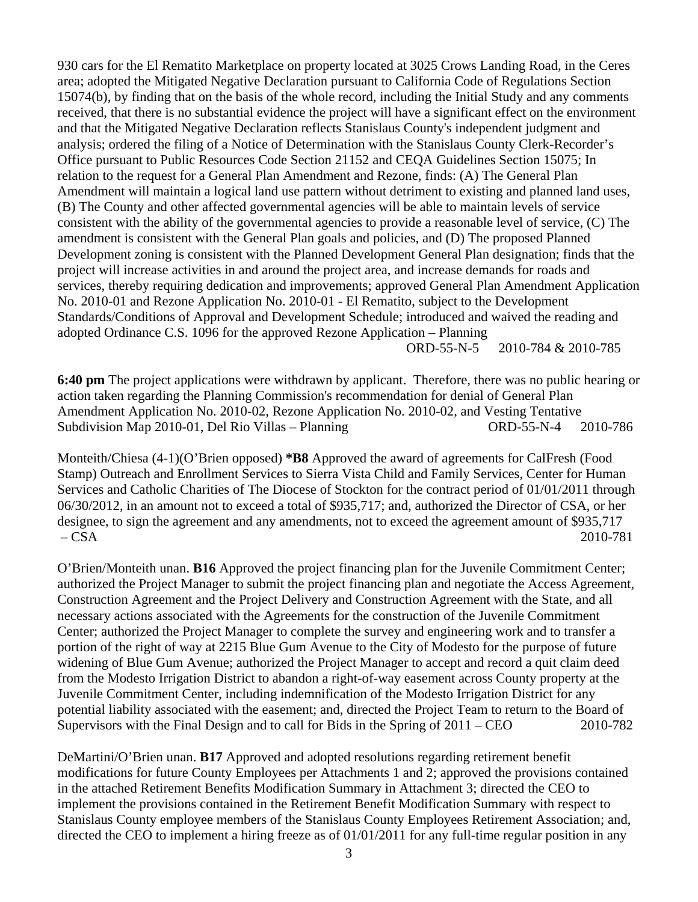930 cars for the El Rematito Marketplace on property located at 3025 Crows Landing Road, in the Ceres area; adopted the Mitigated Negative Declaration pursuant to California Code of Regulations Section 15074(b), by finding that on the basis of the whole record, including the Initial Study and any comments received, that there is no substantial evidence the project will have a significant effect on the environment and that the Mitigated Negative Declaration reflects Stanislaus County's independent judgment and analysis; ordered the filing of a Notice of Determination with the Stanislaus County Clerk-Recorder's Office pursuant to Public Resources Code Section 21152 and CEQA Guidelines Section 15075; In relation to the request for a General Plan Amendment and Rezone, finds: (A) The General Plan Amendment will maintain a logical land use pattern without detriment to existing and planned land uses, (B) The County and other affected governmental agencies will be able to maintain levels of service consistent with the ability of the governmental agencies to provide a reasonable level of service, (C) The amendment is consistent with the General Plan goals and policies, and (D) The proposed Planned Development zoning is consistent with the Planned Development General Plan designation; finds that the project will increase activities in and around the project area, and increase demands for roads and services, thereby requiring dedication and improvements; approved General Plan Amendment Application No. 2010-01 and Rezone Application No. 2010-01 - El Rematito, subject to the Development Standards/Conditions of Approval and Development Schedule; introduced and waived the reading and adopted Ordinance C.S. 1096 for the approved Rezone Application – Planning
ORD-55-N-5 2010-784 & 2010-785

**6:40 pm** The project applications were withdrawn by applicant. Therefore, there was no public hearing or action taken regarding the Planning Commission's recommendation for denial of General Plan Amendment Application No. 2010-02, Rezone Application No. 2010-02, and Vesting Tentative Subdivision Map 2010-01, Del Rio Villas – Planning ORD-55-N-4 2010-786

Monteith/Chiesa (4-1)(O'Brien opposed) ***B8** Approved the award of agreements for CalFresh (Food Stamp) Outreach and Enrollment Services to Sierra Vista Child and Family Services, Center for Human Services and Catholic Charities of The Diocese of Stockton for the contract period of 01/01/2011 through 06/30/2012, in an amount not to exceed a total of $935,717; and, authorized the Director of CSA, or her designee, to sign the agreement and any amendments, not to exceed the agreement amount of $935,717 – CSA 2010-781

O'Brien/Monteith unan. **B16** Approved the project financing plan for the Juvenile Commitment Center; authorized the Project Manager to submit the project financing plan and negotiate the Access Agreement, Construction Agreement and the Project Delivery and Construction Agreement with the State, and all necessary actions associated with the Agreements for the construction of the Juvenile Commitment Center; authorized the Project Manager to complete the survey and engineering work and to transfer a portion of the right of way at 2215 Blue Gum Avenue to the City of Modesto for the purpose of future widening of Blue Gum Avenue; authorized the Project Manager to accept and record a quit claim deed from the Modesto Irrigation District to abandon a right-of-way easement across County property at the Juvenile Commitment Center, including indemnification of the Modesto Irrigation District for any potential liability associated with the easement; and, directed the Project Team to return to the Board of Supervisors with the Final Design and to call for Bids in the Spring of 2011 – CEO 2010-782

DeMartini/O'Brien unan. **B17** Approved and adopted resolutions regarding retirement benefit modifications for future County Employees per Attachments 1 and 2; approved the provisions contained in the attached Retirement Benefits Modification Summary in Attachment 3; directed the CEO to implement the provisions contained in the Retirement Benefit Modification Summary with respect to Stanislaus County employee members of the Stanislaus County Employees Retirement Association; and, directed the CEO to implement a hiring freeze as of 01/01/2011 for any full-time regular position in any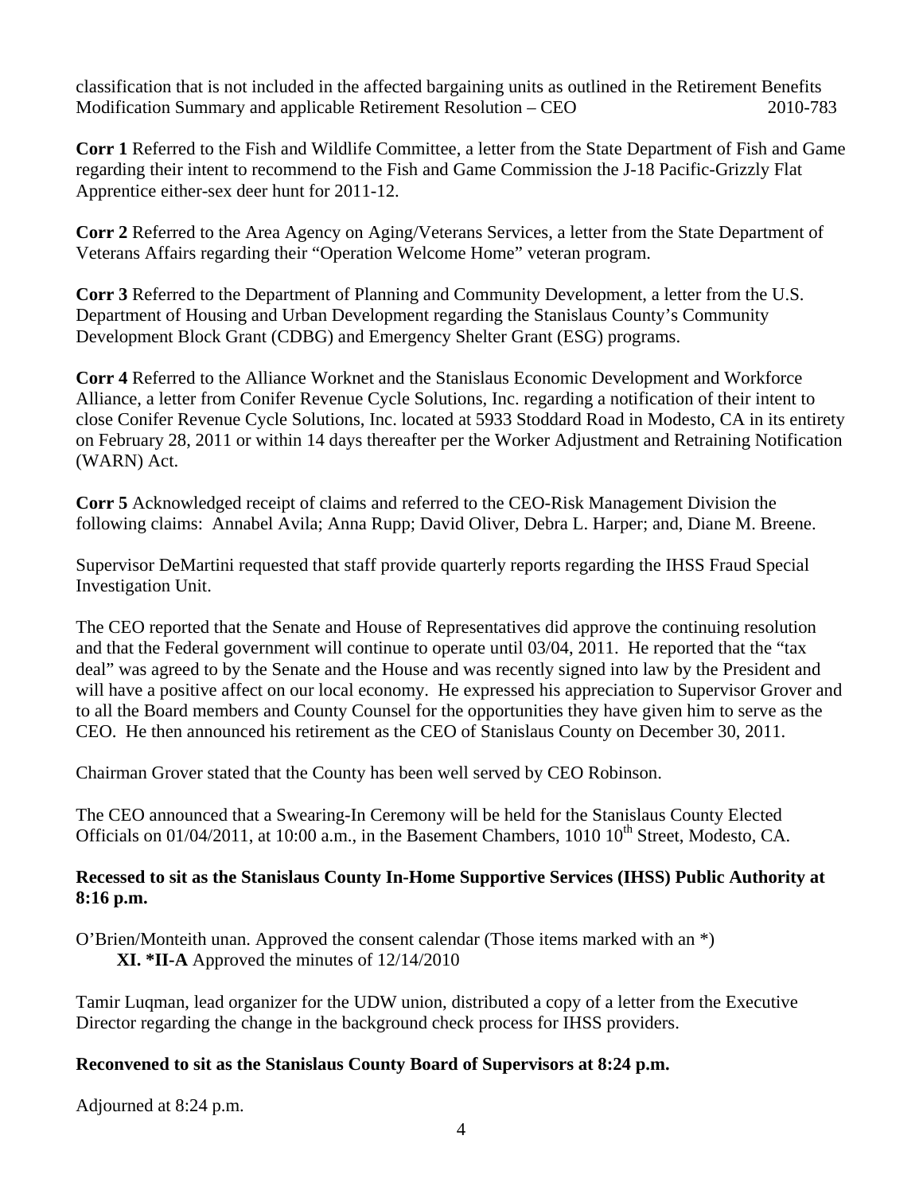classification that is not included in the affected bargaining units as outlined in the Retirement Benefits Modification Summary and applicable Retirement Resolution – CEO 2010-783

**Corr 1** Referred to the Fish and Wildlife Committee, a letter from the State Department of Fish and Game regarding their intent to recommend to the Fish and Game Commission the J-18 Pacific-Grizzly Flat Apprentice either-sex deer hunt for 2011-12.

**Corr 2** Referred to the Area Agency on Aging/Veterans Services, a letter from the State Department of Veterans Affairs regarding their "Operation Welcome Home" veteran program.

**Corr 3** Referred to the Department of Planning and Community Development, a letter from the U.S. Department of Housing and Urban Development regarding the Stanislaus County's Community Development Block Grant (CDBG) and Emergency Shelter Grant (ESG) programs.

**Corr 4** Referred to the Alliance Worknet and the Stanislaus Economic Development and Workforce Alliance, a letter from Conifer Revenue Cycle Solutions, Inc. regarding a notification of their intent to close Conifer Revenue Cycle Solutions, Inc. located at 5933 Stoddard Road in Modesto, CA in its entirety on February 28, 2011 or within 14 days thereafter per the Worker Adjustment and Retraining Notification (WARN) Act.

**Corr 5** Acknowledged receipt of claims and referred to the CEO-Risk Management Division the following claims: Annabel Avila; Anna Rupp; David Oliver, Debra L. Harper; and, Diane M. Breene.

Supervisor DeMartini requested that staff provide quarterly reports regarding the IHSS Fraud Special Investigation Unit.

The CEO reported that the Senate and House of Representatives did approve the continuing resolution and that the Federal government will continue to operate until 03/04, 2011. He reported that the "tax deal" was agreed to by the Senate and the House and was recently signed into law by the President and will have a positive affect on our local economy. He expressed his appreciation to Supervisor Grover and to all the Board members and County Counsel for the opportunities they have given him to serve as the CEO. He then announced his retirement as the CEO of Stanislaus County on December 30, 2011.

Chairman Grover stated that the County has been well served by CEO Robinson.

The CEO announced that a Swearing-In Ceremony will be held for the Stanislaus County Elected Officials on 01/04/2011, at 10:00 a.m., in the Basement Chambers, 1010 10th Street, Modesto, CA.

**Recessed to sit as the Stanislaus County In-Home Supportive Services (IHSS) Public Authority at 8:16 p.m.**

O'Brien/Monteith unan. Approved the consent calendar (Those items marked with an *)
**XI. *II-A** Approved the minutes of 12/14/2010

Tamir Luqman, lead organizer for the UDW union, distributed a copy of a letter from the Executive Director regarding the change in the background check process for IHSS providers.

**Reconvened to sit as the Stanislaus County Board of Supervisors at 8:24 p.m.**

Adjourned at 8:24 p.m.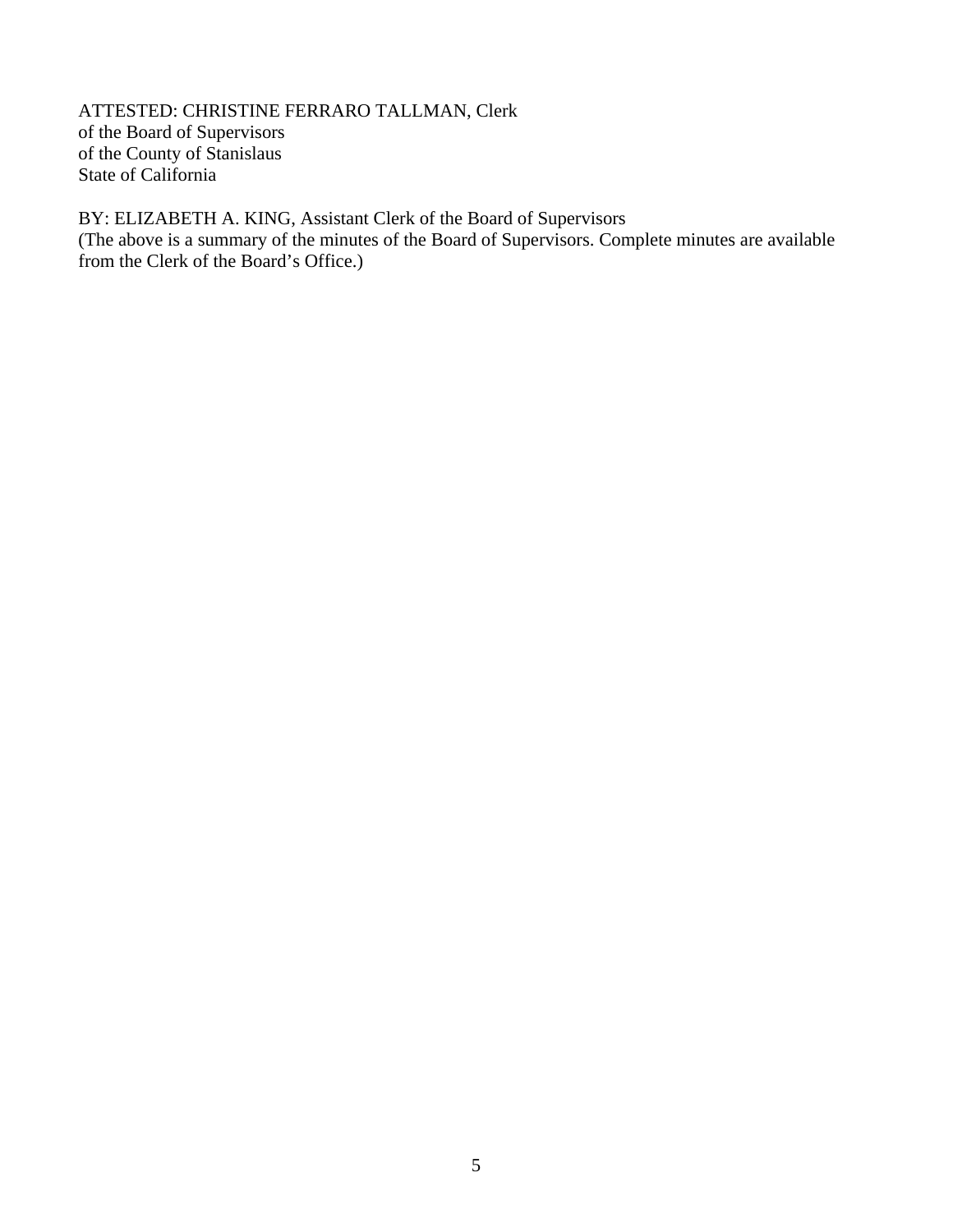ATTESTED: CHRISTINE FERRARO TALLMAN, Clerk
of the Board of Supervisors
of the County of Stanislaus
State of California

BY: ELIZABETH A. KING, Assistant Clerk of the Board of Supervisors
(The above is a summary of the minutes of the Board of Supervisors. Complete minutes are available from the Clerk of the Board's Office.)